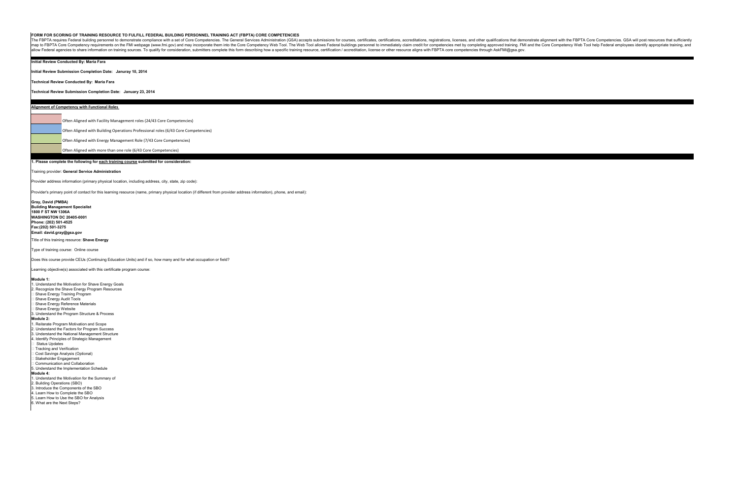**FORM FOR SCORING OF TRAINING RESOURCE TO FULFILL FEDERAL BUILDING PERSONNEL TRAINING ACT (FBPTA) CORE COMPETENCIES**

The FBPTA requires Federal building personnel to demonstrate compliance with a set of Core Competencies. The General Services Administration (GSA) accepts submissions for courses, certificates, certifications, accreditations, registrations, licenses, and other qualifications that demonstrate alignment with the FBPTA Core Competencies. GSA will post resources that sufficiently map to FBPTA Core Competency requirements on the FMI webpage (www.fmi.gov) and may incorporate them into the Core Competency Web Tool. The Web Tool allows Federal buildings personnel to immediately claim credit for competencies met by completing approved training. FMI and the Core Competency Web Tool help Federal employees identify appropriate training, and allow Federal agencies to share information on training sources. To qualify for consideration, submitters complete this form describing how a specific training resource, certification / accreditation, license or other resource aligns with FBPTA core competencies through AskFMI@gsa.gov.

**Initial Review Conducted By: Maria Fara**

**Initial Review Submission Completion Date: Januray 10, 2014**

**Technical Review Conducted By: Maria Fara**

**Technical Review Submission Completion Date: January 23, 2014**

**Alignment of Competency with Functional Roles**

| | |
|---|---|
| | Often Aligned with Facility Management roles (24/43 Core Competencies) |
| | Often Aligned with Building Operations Professional roles (6/43 Core Competencies) |
| | Often Aligned with Energy Management Role (7/43 Core Competencies) |
| | Often Aligned with more than one role (6/43 Core Competencies) |

**1. Please complete the following for each training course submitted for consideration:**

Training provider: **General Service Administration**

Provider address information (primary physical location, including address, city, state, zip code):

Provider's primary point of contact for this learning resource (name, primary physical location (if different from provider address information), phone, and email):

**Gray, David (PMBA)**
**Building Management Specialist**
**1800 F ST NW 1306A**
**WASHINGTON DC 20405-0001**
**Phone: (202) 501-4525**
**Fax:(202) 501-3275**
**Email: david.gray@gsa.gov**

Title of this training resource: **Shave Energy**

Type of training course: Online course

Does this course provide CEUs (Continuing Education Units) and if so, how many and for what occupation or field?

Learning objective(s) associated with this certificate program course:

**Module 1:**
1. Understand the Motivation for Shave Energy Goals
2. Recognize the Shave Energy Program Resources
- Shave Energy Training Program
- Shave Energy Audit Tools
- Shave Energy Reference Materials
- Shave Energy Website
3. Understand the Program Structure & Process

**Module 2:**
1. Reiterate Program Motivation and Scope
2. Understand the Factors for Program Success
3. Understand the National Management Structure
4. Identify Principles of Strategic Management
- Status Updates
- Tracking and Verification
- Cost Savings Analysis (Optional)
- Stakeholder Engagement
- Communication and Collaboration
5. Understand the Implementation Schedule

**Module 4:**
1. Understand the Motivation for the Summary of
2. Building Operations (SBO)
3. Introduce the Components of the SBO
4. Learn How to Complete the SBO
5. Learn How to Use the SBO for Analysis
6. What are the Next Steps?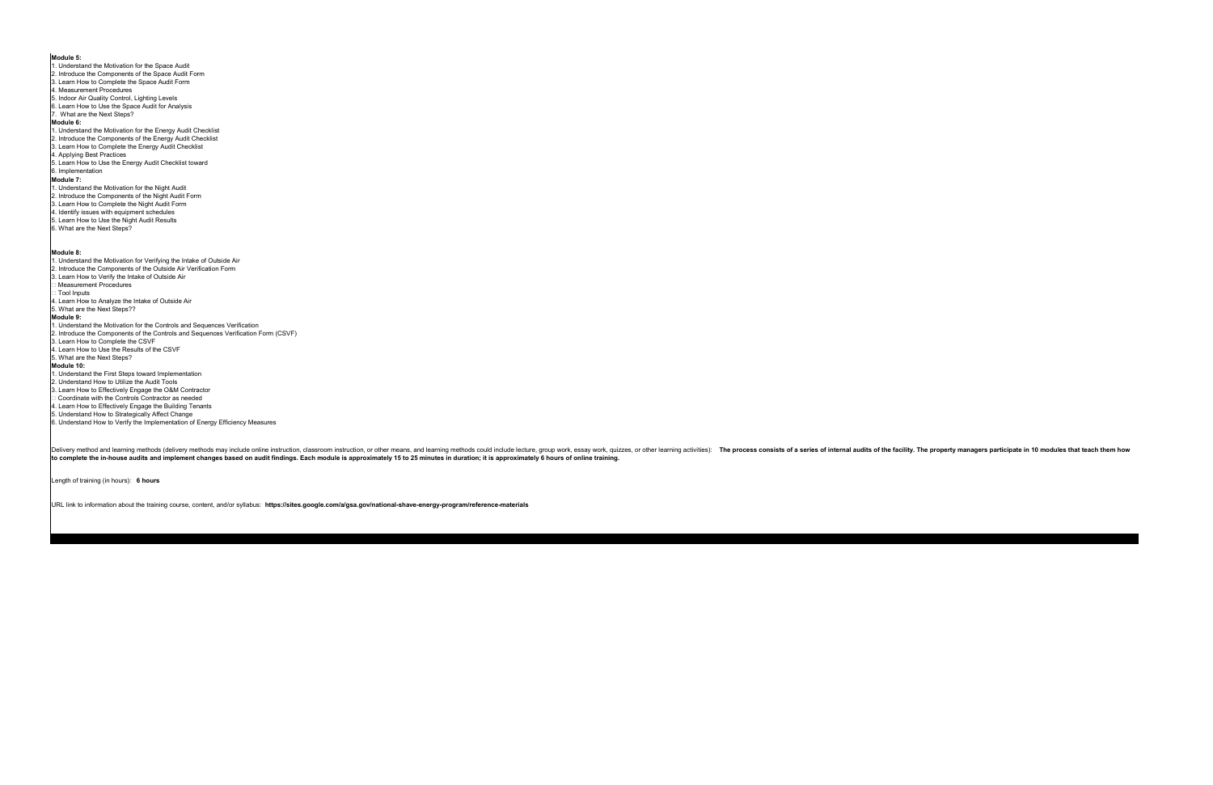**Module 5:**

1. Understand the Motivation for the Space Audit
2. Introduce the Components of the Space Audit Form
3. Learn How to Complete the Space Audit Form
4. Measurement Procedures
5. Indoor Air Quality Control, Lighting Levels
6. Learn How to Use the Space Audit for Analysis
7. What are the Next Steps?

**Module 6:**

1. Understand the Motivation for the Energy Audit Checklist
2. Introduce the Components of the Energy Audit Checklist
3. Learn How to Complete the Energy Audit Checklist
4. Applying Best Practices
5. Learn How to Use the Energy Audit Checklist toward
6. Implementation

**Module 7:**

1. Understand the Motivation for the Night Audit
2. Introduce the Components of the Night Audit Form
3. Learn How to Complete the Night Audit Form
4. Identify issues with equipment schedules
5. Learn How to Use the Night Audit Results
6. What are the Next Steps?

**Module 8:**

1. Understand the Motivation for Verifying the Intake of Outside Air
2. Introduce the Components of the Outside Air Verification Form
3. Learn How to Verify the Intake of Outside Air
   - Measurement Procedures
   - Tool Inputs
4. Learn How to Analyze the Intake of Outside Air
5. What are the Next Steps??

**Module 9:**

1. Understand the Motivation for the Controls and Sequences Verification
2. Introduce the Components of the Controls and Sequences Verification Form (CSVF)
3. Learn How to Complete the CSVF
4. Learn How to Use the Results of the CSVF
5. What are the Next Steps?

**Module 10:**

1. Understand the First Steps toward Implementation
2. Understand How to Utilize the Audit Tools
3. Learn How to Effectively Engage the O&M Contractor
   - Coordinate with the Controls Contractor as needed
4. Learn How to Effectively Engage the Building Tenants
5. Understand How to Strategically Affect Change
6. Understand How to Verify the Implementation of Energy Efficiency Measures

Delivery method and learning methods (delivery methods may include online instruction, classroom instruction, or other means, and learning methods could include lecture, group work, essay work, quizzes, or other learning activities): **The process consists of a series of internal audits of the facility. The property managers participate in 10 modules that teach them how to complete the in-house audits and implement changes based on audit findings. Each module is approximately 15 to 25 minutes in duration; it is approximately 6 hours of online training.**

Length of training (in hours): **6 hours**

URL link to information about the training course, content, and/or syllabus: **https://sites.google.com/a/gsa.gov/national-shave-energy-program/reference-materials**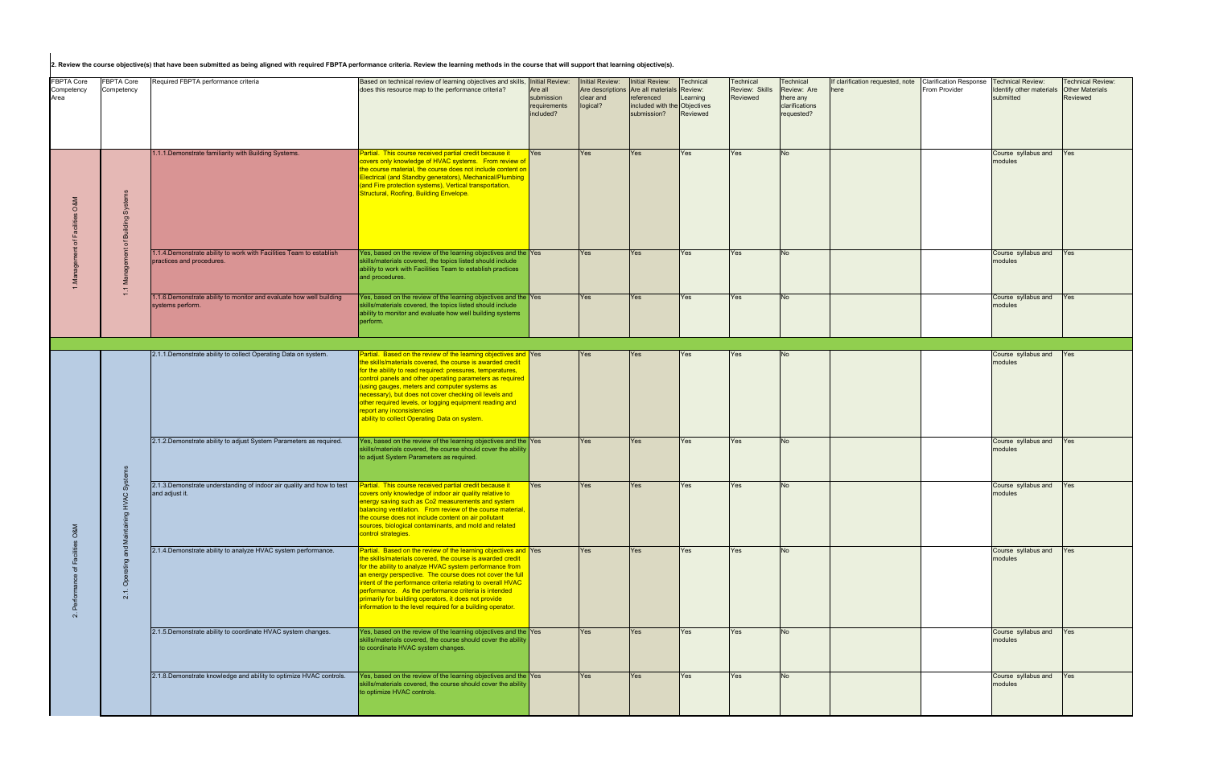**2. Review the course objective(s) that have been submitted as being aligned with required FBPTA performance criteria. Review the learning methods in the course that will support that learning objective(s).**

| FBPTA Core Competency Area | FBPTA Core Competency | Required FBPTA performance criteria | Based on technical review of learning objectives and skills, does this resource map to the performance criteria? | Initial Review: Are all submission requirements included? | Initial Review: Are descriptions clear and logical? | Initial Review: Are all materials referenced included with the submission? | Technical Review: Learning Objectives Reviewed | Technical Review: Skills Reviewed | Technical Review: Are there any clarifications requested? | If clarification requested, note here | Clarification Response From Provider | Technical Review: Identify other materials submitted | Technical Review: Other Materials Reviewed |
|---|---|---|---|---|---|---|---|---|---|---|---|---|---|
| 1.Management of Facilities O&M | 1.1 Management of Building Systems | 1.1.1.Demonstrate familiarity with Building Systems. | Partial. This course received partial credit because it covers only knowledge of HVAC systems. From review of the course material, the course does not include content on Electrical (and Standby generators), Mechanical/Plumbing (and Fire protection systems), Vertical transportation, Structural, Roofing, Building Envelope. | Yes | Yes | Yes | Yes | Yes | No | | | Course syllabus and modules | Yes |
| | | 1.1.4.Demonstrate ability to work with Facilities Team to establish practices and procedures. | Yes, based on the review of the learning objectives and the skills/materials covered, the topics listed should include ability to work with Facilities Team to establish practices and procedures. | Yes | Yes | Yes | Yes | Yes | No | | | Course syllabus and modules | Yes |
| | | 1.1.6.Demonstrate ability to monitor and evaluate how well building systems perform. | Yes, based on the review of the learning objectives and the skills/materials covered, the topics listed should include ability to monitor and evaluate how well building systems perform. | Yes | Yes | Yes | Yes | Yes | No | | | Course syllabus and modules | Yes |
| 2. Performance of Facilities O&M | 2.1. Operating and Maintaining HVAC Systems | 2.1.1.Demonstrate ability to collect Operating Data on system. | Partial. Based on the review of the learning objectives and the skills/materials covered, the course is awarded credit for the ability to read required: pressures, temperatures, control panels and other operating parameters as required (using gauges, meters and computer systems as necessary), but does not cover checking oil levels and other required levels, or logging equipment reading and report any inconsistencies ability to collect Operating Data on system. | Yes | Yes | Yes | Yes | Yes | No | | | Course syllabus and modules | Yes |
| | | 2.1.2.Demonstrate ability to adjust System Parameters as required. | Yes, based on the review of the learning objectives and the skills/materials covered, the course should cover the ability to adjust System Parameters as required. | Yes | Yes | Yes | Yes | Yes | No | | | Course syllabus and modules | Yes |
| | | 2.1.3.Demonstrate understanding of indoor air quality and how to test and adjust it. | Partial. This course received partial credit because it covers only knowledge of indoor air quality relative to energy saving such as Co2 measurements and system balancing ventilation. From review of the course material, the course does not include content on air pollutant sources, biological contaminants, and mold and related control strategies. | Yes | Yes | Yes | Yes | Yes | No | | | Course syllabus and modules | Yes |
| | | 2.1.4.Demonstrate ability to analyze HVAC system performance. | Partial. Based on the review of the learning objectives and the skills/materials covered, the course is awarded credit for the ability to analyze HVAC system performance from an energy perspective. The course does not cover the full intent of the performance criteria relating to overall HVAC performance. As the performance criteria is intended primarily for building operators, it does not provide information to the level required for a building operator. | Yes | Yes | Yes | Yes | Yes | No | | | Course syllabus and modules | Yes |
| | | 2.1.5.Demonstrate ability to coordinate HVAC system changes. | Yes, based on the review of the learning objectives and the skills/materials covered, the course should cover the ability to coordinate HVAC system changes. | Yes | Yes | Yes | Yes | Yes | No | | | Course syllabus and modules | Yes |
| | | 2.1.8.Demonstrate knowledge and ability to optimize HVAC controls. | Yes, based on the review of the learning objectives and the skills/materials covered, the course should cover the ability to optimize HVAC controls. | Yes | Yes | Yes | Yes | Yes | No | | | Course syllabus and modules | Yes |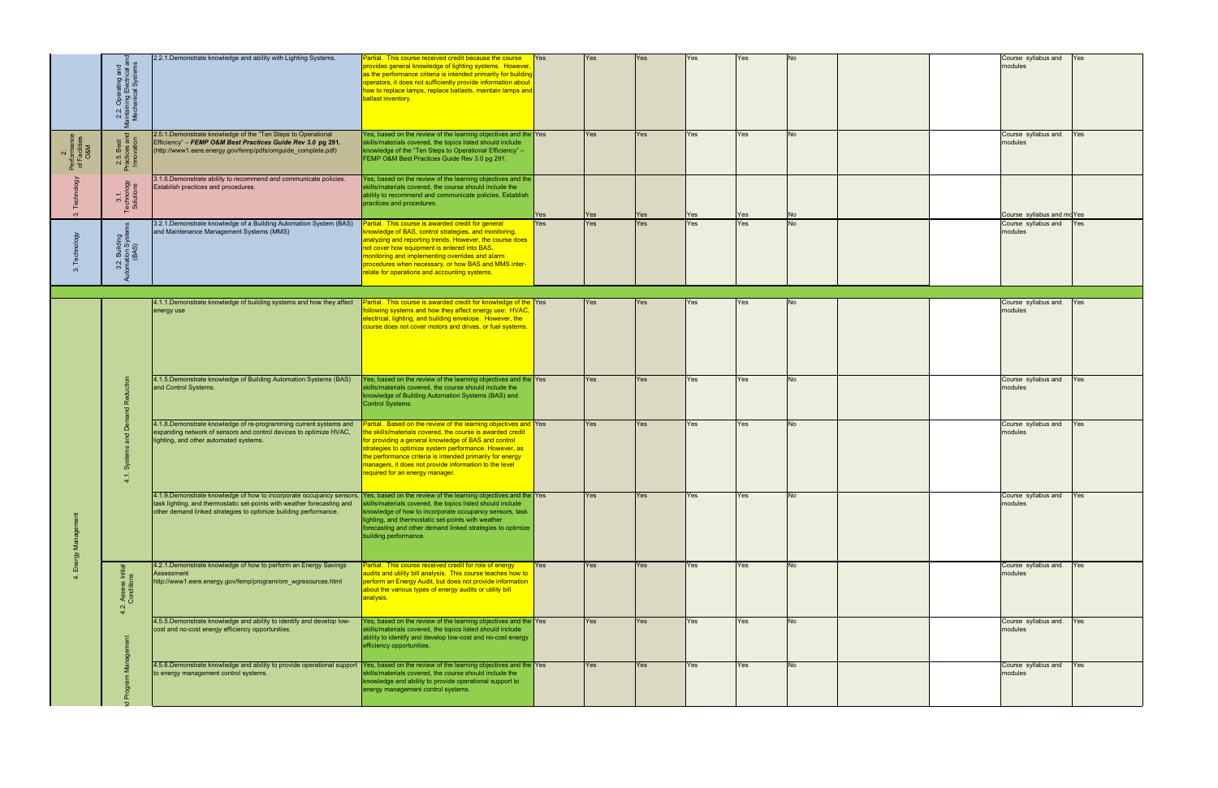| | | | | | | | | | | | | | |
|---|---|---|---|---|---|---|---|---|---|---|---|---|---|
| | 2.2. Operating and Maintaining Electrical and Mechanical Systems | 2.2.1.Demonstrate knowledge and ability with Lighting Systems. | Partial. This course received credit because the course provides general knowledge of lighting systems. However, as the performance criteria is intended primarily for building operators, it does not sufficiently provide information about how to replace lamps, replace ballasts, maintain lamps and ballast inventory. | Yes | Yes | Yes | Yes | Yes | No | | | Course syllabus and modules | Yes |
| 2. Performance of Facilities O&M | 2.5. Best Practices and Innovation | 2.5.1.Demonstrate knowledge of the "Ten Steps to Operational Efficiency" – ***FEMP O&M Best Practices Guide Rev 3.0 pg 291.*** (http://www1.eere.energy.gov/femp/pdfs/omguide_complete.pdf) | Yes, based on the review of the learning objectives and the skills/materials covered, the topics listed should include knowledge of the "Ten Steps to Operational Efficiency" – FEMP O&M Best Practices Guide Rev 3.0 pg 291. | Yes | Yes | Yes | Yes | Yes | No | | | Course syllabus and modules | Yes |
| 3. Technology | 3.1. Technology Solutions | 3.1.6.Demonstrate ability to recommend and communicate policies. Establish practices and procedures. | Yes, based on the review of the learning objectives and the skills/materials covered, the course should include the ability to recommend and communicate policies. Establish practices and procedures. | Yes | Yes | Yes | Yes | Yes | No | | | Course syllabus and mo | Yes |
| 3. Technology | 3.2. Building Automation Systems (BAS) | 3.2.1.Demonstrate knowledge of a Building Automation System (BAS) and Maintenance Management Systems (MMS) | Partial. This course is awarded credit for general knowledge of BAS, control strategies, and monitoring, analyzing and reporting trends. However, the course does not cover how equipment is entered into BAS, monitoring and implementing overrides and alarm procedures when necessary, or how BAS and MMS inter-relate for operations and accounting systems. | Yes | Yes | Yes | Yes | Yes | No | | | Course syllabus and modules | Yes |
| | | | | | | | | | | | | | |
| 4. Energy Management | 4.1. Systems and Demand Reduction | 4.1.1.Demonstrate knowledge of building systems and how they affect energy use | Partial. This course is awarded credit for knowledge of the following systems and how they affect energy use: HVAC, electrical, lighting, and building envelope. However, the course does not cover motors and drives, or fuel systems. | Yes | Yes | Yes | Yes | Yes | No | | | Course syllabus and modules | Yes |
| 4. Energy Management | 4.1. Systems and Demand Reduction | 4.1.5.Demonstrate knowledge of Building Automation Systems (BAS) and Control Systems. | Yes, based on the review of the learning objectives and the skills/materials covered, the course should include the knowledge of Building Automation Systems (BAS) and Control Systems. | Yes | Yes | Yes | Yes | Yes | No | | | Course syllabus and modules | Yes |
| 4. Energy Management | 4.1. Systems and Demand Reduction | 4.1.8.Demonstrate knowledge of re-programming current systems and expanding network of sensors and control devices to optimize HVAC, lighting, and other automated systems. | Partial. Based on the review of the learning objectives and the skills/materials covered, the course is awarded credit for providing a general knowledge of BAS and control strategies to optimize system performance. However, as the performance criteria is intended primarily for energy managers, it does not provide information to the level required for an energy manager. | Yes | Yes | Yes | Yes | Yes | No | | | Course syllabus and modules | Yes |
| 4. Energy Management | 4.1. Systems and Demand Reduction | 4.1.9.Demonstrate knowledge of how to incorporate occupancy sensors, task lighting, and thermostatic set-points with weather forecasting and other demand linked strategies to optimize building performance. | Yes, based on the review of the learning objectives and the skills/materials covered, the topics listed should include knowledge of how to incorporate occupancy sensors, task lighting, and thermostatic set-points with weather forecasting and other demand linked strategies to optimize building performance. | Yes | Yes | Yes | Yes | Yes | No | | | Course syllabus and modules | Yes |
| 4. Energy Management | 4.2. Assess Initial Conditions | 4.2.1.Demonstrate knowledge of how to perform an Energy Savings Assessment http://www1.eere.energy.gov/femp/program/om_wgresources.html | Partial. This course received credit for role of energy audits and utility bill analysis. This course teaches how to perform an Energy Audit, but does not provide information about the various types of energy audits or utility bill analysis. | Yes | Yes | Yes | Yes | Yes | No | | | Course syllabus and modules | Yes |
| 4. Energy Management | ...d Program Management | 4.5.5.Demonstrate knowledge and ability to identify and develop low-cost and no-cost energy efficiency opportunities. | Yes, based on the review of the learning objectives and the skills/materials covered, the topics listed should include ability to identify and develop low-cost and no-cost energy efficiency opportunities. | Yes | Yes | Yes | Yes | Yes | No | | | Course syllabus and modules | Yes |
| 4. Energy Management | ...d Program Management | 4.5.6.Demonstrate knowledge and ability to provide operational support to energy management control systems. | Yes, based on the review of the learning objectives and the skills/materials covered, the course should include the knowledge and ability to provide operational support to energy management control systems. | Yes | Yes | Yes | Yes | Yes | No | | | Course syllabus and modules | Yes |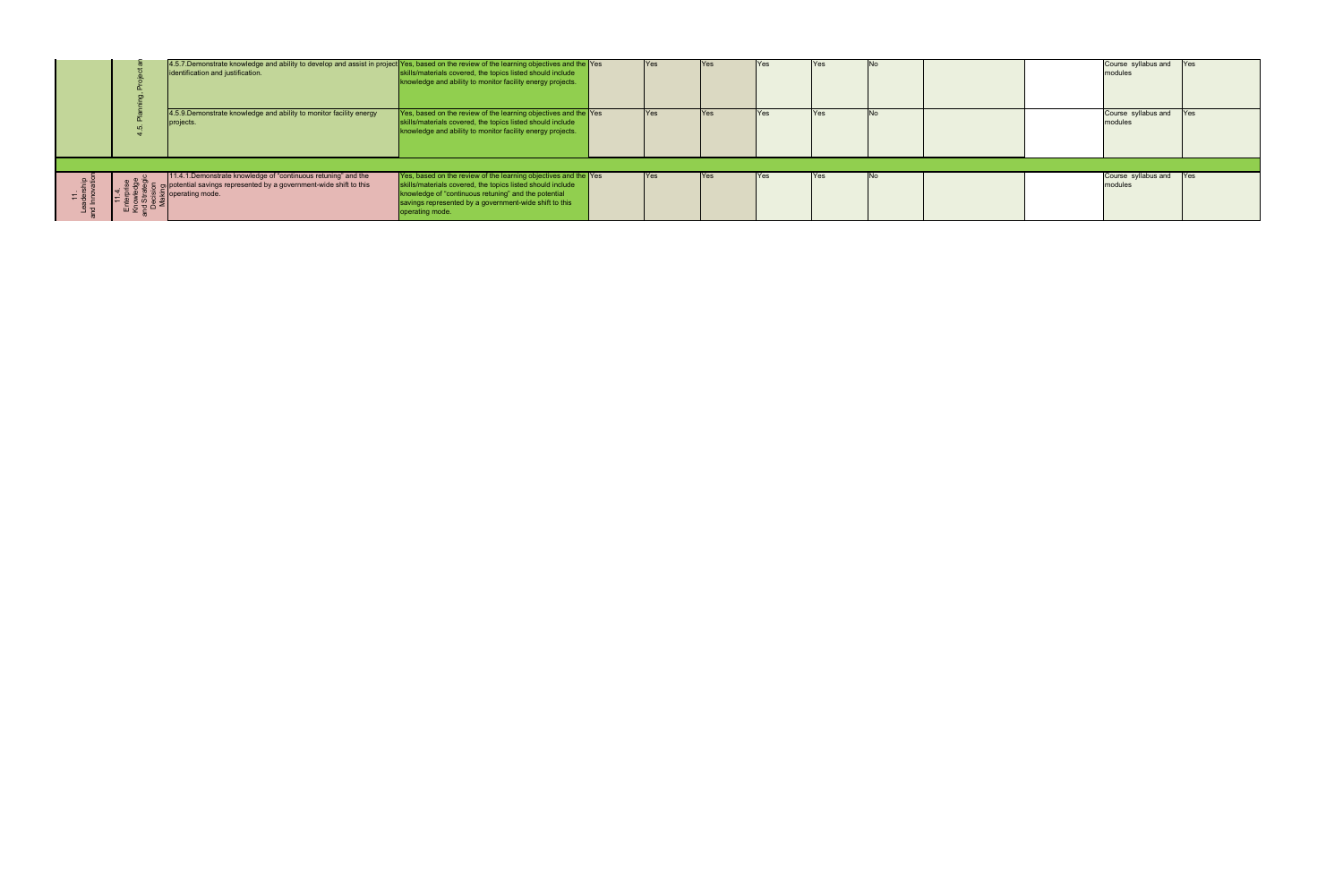| | | | | | | | | | | | | | | |
|---|---|---|---|---|---|---|---|---|---|---|---|---|---|---|
| | 4.5. Planning, Project an | 4.5.7.Demonstrate knowledge and ability to develop and assist in project identification and justification. | Yes, based on the review of the learning objectives and the skills/materials covered, the topics listed should include knowledge and ability to monitor facility energy projects. | Yes | | Yes | Yes | Yes | Yes | No | | | Course syllabus and modules | Yes |
| | | 4.5.9.Demonstrate knowledge and ability to monitor facility energy projects. | Yes, based on the review of the learning objectives and the skills/materials covered, the topics listed should include knowledge and ability to monitor facility energy projects. | Yes | | Yes | Yes | Yes | Yes | No | | | Course syllabus and modules | Yes |
| | | | | | | | | | | | | | | |
| 11. Leadership and Innovation | 11.4. Enterprise Knowledge and Strategic Decision Making | 11.4.1.Demonstrate knowledge of "continuous retuning" and the potential savings represented by a government-wide shift to this operating mode. | Yes, based on the review of the learning objectives and the skills/materials covered, the topics listed should include knowledge of "continuous retuning" and the potential savings represented by a government-wide shift to this operating mode. | Yes | | Yes | Yes | Yes | Yes | No | | | Course syllabus and modules | Yes |